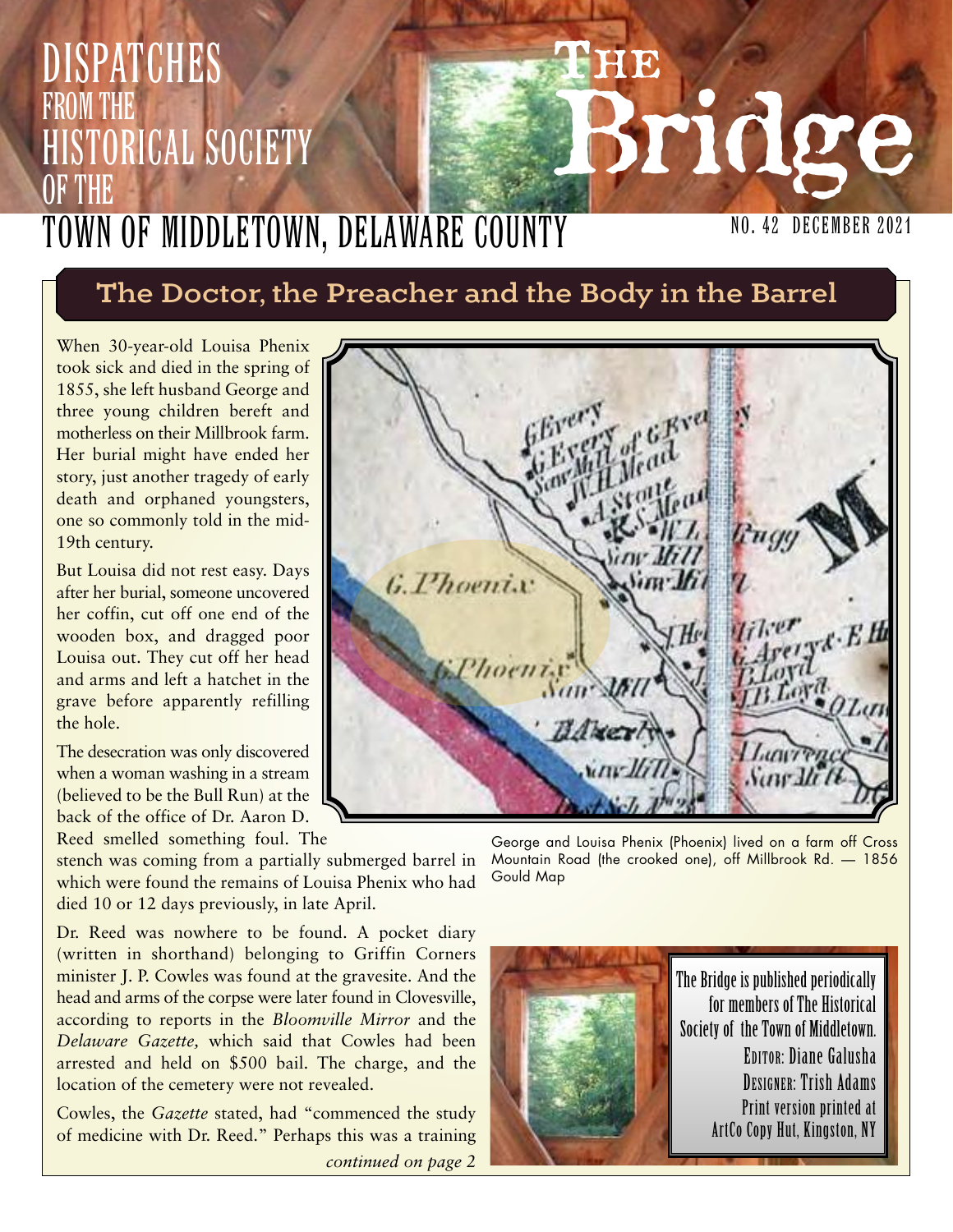# DISPATCHES FROM THE HISTORICAL SOCIETY OF THE TOWN OF MIDDLETOWN, DELAWARE COUNTY

# The Bridge

NO. 42 DECEMBER 2021

## The Doctor, the Preacher and the Body in the Barrel

When 30-year-old Louisa Phenix took sick and died in the spring of 1855, she left husband George and three young children bereft and motherless on their Millbrook farm. Her burial might have ended her story, just another tragedy of early death and orphaned youngsters, one so commonly told in the mid-19th century.

But Louisa did not rest easy. Days after her burial, someone uncovered her coffin, cut off one end of the wooden box, and dragged poor Louisa out. They cut off her head and arms and left a hatchet in the grave before apparently refilling the hole.

The desecration was only discovered when a woman washing in a stream (believed to be the Bull Run) at the back of the office of Dr. Aaron D. Reed smelled something foul. The stench was coming from a partially submerged barrel in which were found the remains of Louisa Phenix who had died 10 or 12 days previously, in late April.

Dr. Reed was nowhere to be found. A pocket diary (written in shorthand) belonging to Griffin Corners minister J. P. Cowles was found at the gravesite. And the head and arms of the corpse were later found in Clovesville, according to reports in the *Bloomville Mirror* and the *Delaware Gazette,* which said that Cowles had been arrested and held on $500 bail. The charge, and the location of the cemetery were not revealed.

Cowles, the *Gazette* stated, had "commenced the study of medicine with Dr. Reed." Perhaps this was a training

*continued on page 2*

George and Louisa Phenix (Phoenix) lived on a farm off Cross Mountain Road (the crooked one), off Millbrook Rd. — 1856 Gould Map

The Bridge is published periodically for members of The Historical Society of the Town of Middletown.
EDITOR: Diane Galusha
DESIGNER: Trish Adams
Print version printed at ArtCo Copy Hut, Kingston, NY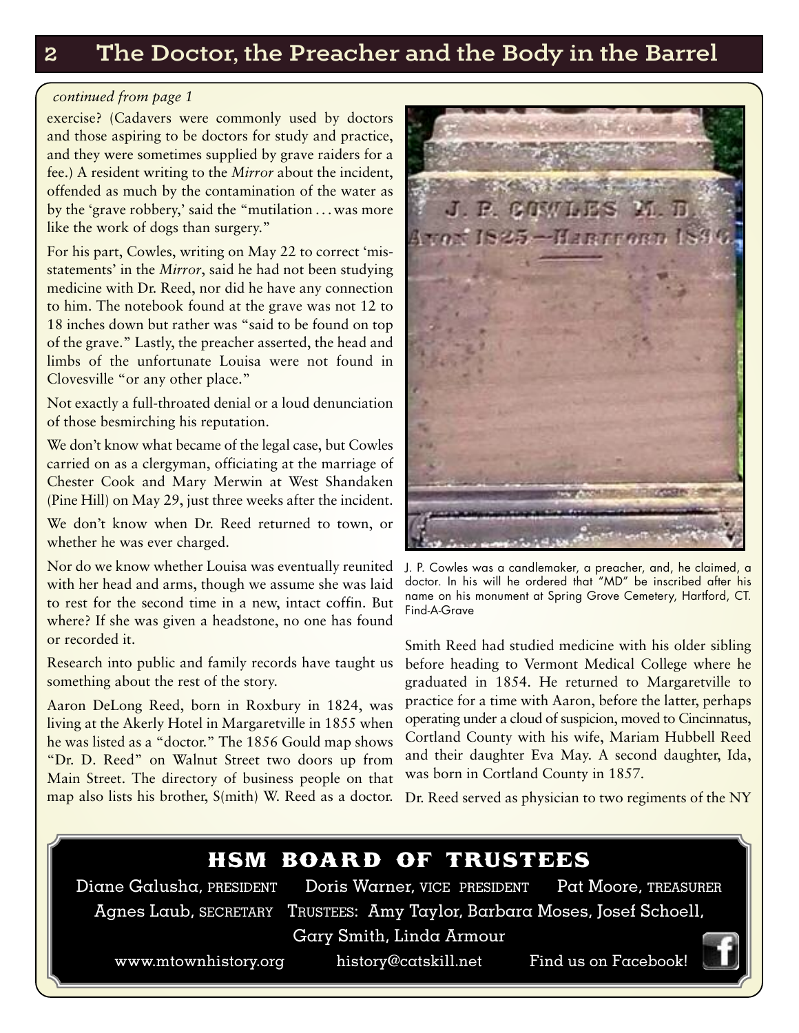## The Doctor, the Preacher and the Body in the Barrel

*continued from page 1*

exercise? (Cadavers were commonly used by doctors and those aspiring to be doctors for study and practice, and they were sometimes supplied by grave raiders for a fee.) A resident writing to the *Mirror* about the incident, offended as much by the contamination of the water as by the 'grave robbery,' said the "mutilation . . . was more like the work of dogs than surgery."

For his part, Cowles, writing on May 22 to correct 'misstatements' in the *Mirror*, said he had not been studying medicine with Dr. Reed, nor did he have any connection to him. The notebook found at the grave was not 12 to 18 inches down but rather was "said to be found on top of the grave." Lastly, the preacher asserted, the head and limbs of the unfortunate Louisa were not found in Clovesville "or any other place."

Not exactly a full-throated denial or a loud denunciation of those besmirching his reputation.

We don't know what became of the legal case, but Cowles carried on as a clergyman, officiating at the marriage of Chester Cook and Mary Merwin at West Shandaken (Pine Hill) on May 29, just three weeks after the incident.

We don't know when Dr. Reed returned to town, or whether he was ever charged.

Nor do we know whether Louisa was eventually reunited with her head and arms, though we assume she was laid to rest for the second time in a new, intact coffin. But where? If she was given a headstone, no one has found or recorded it.

Research into public and family records have taught us something about the rest of the story.

Aaron DeLong Reed, born in Roxbury in 1824, was living at the Akerly Hotel in Margaretville in 1855 when he was listed as a "doctor." The 1856 Gould map shows "Dr. D. Reed" on Walnut Street two doors up from Main Street. The directory of business people on that map also lists his brother, S(mith) W. Reed as a doctor.

J. P. Cowles was a candlemaker, a preacher, and, he claimed, a doctor. In his will he ordered that "MD" be inscribed after his name on his monument at Spring Grove Cemetery, Hartford, CT. Find-A-Grave

Smith Reed had studied medicine with his older sibling before heading to Vermont Medical College where he graduated in 1854. He returned to Margaretville to practice for a time with Aaron, before the latter, perhaps operating under a cloud of suspicion, moved to Cincinnatus, Cortland County with his wife, Mariam Hubbell Reed and their daughter Eva May. A second daughter, Ida, was born in Cortland County in 1857.

Dr. Reed served as physician to two regiments of the NY

### HSM BOARD OF TRUSTEES

Diane Galusha, PRESIDENT Doris Warner, VICE PRESIDENT Pat Moore, TREASURER
Agnes Laub, SECRETARY TRUSTEES: Amy Taylor, Barbara Moses, Josef Schoell, Gary Smith, Linda Armour

www.mtownhistory.org history@catskill.net Find us on Facebook!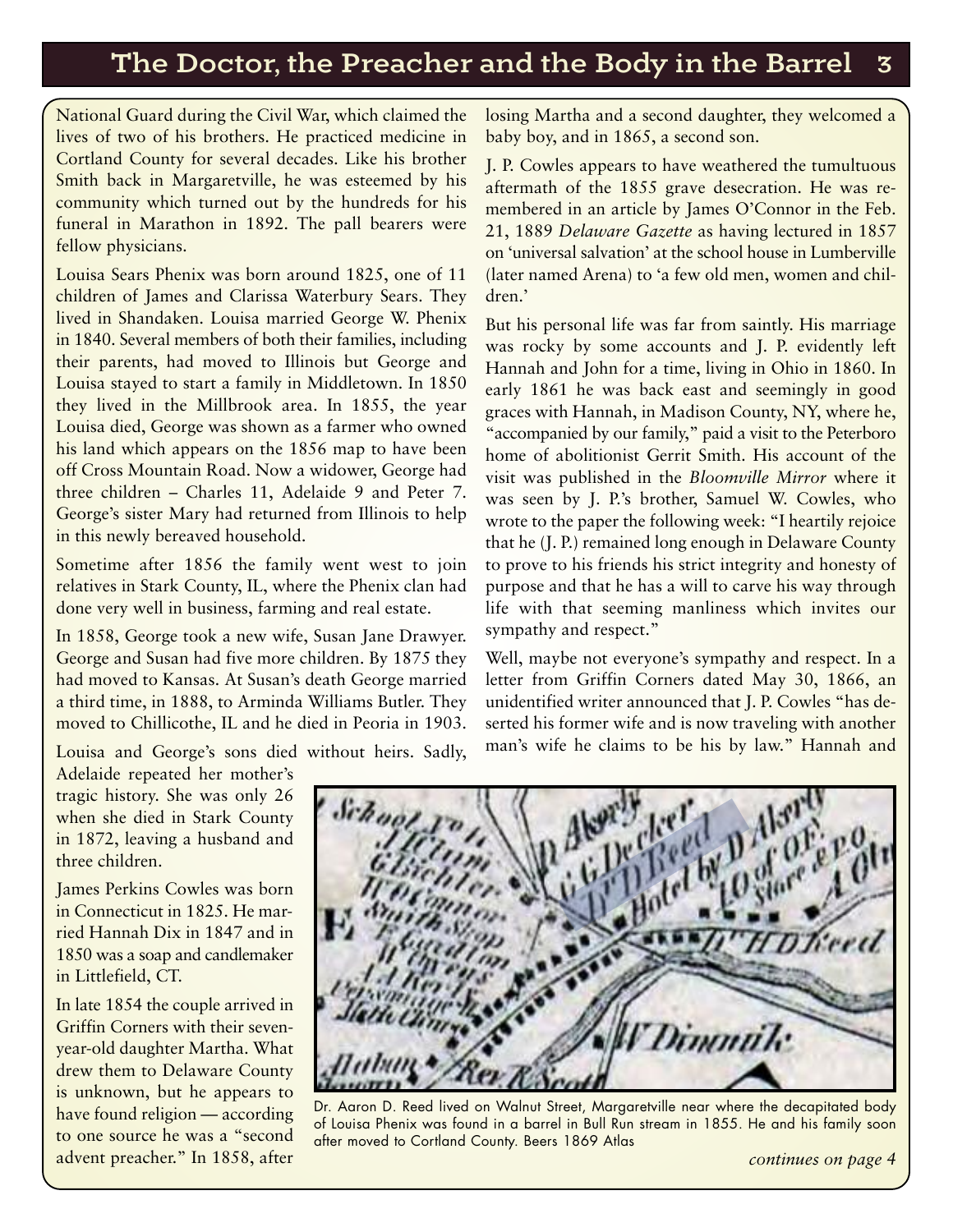National Guard during the Civil War, which claimed the lives of two of his brothers. He practiced medicine in Cortland County for several decades. Like his brother Smith back in Margaretville, he was esteemed by his community which turned out by the hundreds for his funeral in Marathon in 1892. The pall bearers were fellow physicians.

Louisa Sears Phenix was born around 1825, one of 11 children of James and Clarissa Waterbury Sears. They lived in Shandaken. Louisa married George W. Phenix in 1840. Several members of both their families, including their parents, had moved to Illinois but George and Louisa stayed to start a family in Middletown. In 1850 they lived in the Millbrook area. In 1855, the year Louisa died, George was shown as a farmer who owned his land which appears on the 1856 map to have been off Cross Mountain Road. Now a widower, George had three children – Charles 11, Adelaide 9 and Peter 7. George's sister Mary had returned from Illinois to help in this newly bereaved household.

Sometime after 1856 the family went west to join relatives in Stark County, IL, where the Phenix clan had done very well in business, farming and real estate.

In 1858, George took a new wife, Susan Jane Drawyer. George and Susan had five more children. By 1875 they had moved to Kansas. At Susan's death George married a third time, in 1888, to Arminda Williams Butler. They moved to Chillicothe, IL and he died in Peoria in 1903.

Louisa and George's sons died without heirs. Sadly, Adelaide repeated her mother's tragic history. She was only 26 when she died in Stark County in 1872, leaving a husband and three children.

James Perkins Cowles was born in Connecticut in 1825. He married Hannah Dix in 1847 and in 1850 was a soap and candlemaker in Littlefield, CT.

In late 1854 the couple arrived in Griffin Corners with their seven-year-old daughter Martha. What drew them to Delaware County is unknown, but he appears to have found religion — according to one source he was a "second advent preacher." In 1858, after losing Martha and a second daughter, they welcomed a baby boy, and in 1865, a second son.

J. P. Cowles appears to have weathered the tumultuous aftermath of the 1855 grave desecration. He was remembered in an article by James O'Connor in the Feb. 21, 1889 *Delaware Gazette* as having lectured in 1857 on 'universal salvation' at the school house in Lumberville (later named Arena) to 'a few old men, women and children.'

But his personal life was far from saintly. His marriage was rocky by some accounts and J. P. evidently left Hannah and John for a time, living in Ohio in 1860. In early 1861 he was back east and seemingly in good graces with Hannah, in Madison County, NY, where he, "accompanied by our family," paid a visit to the Peterboro home of abolitionist Gerrit Smith. His account of the visit was published in the *Bloomville Mirror* where it was seen by J. P.'s brother, Samuel W. Cowles, who wrote to the paper the following week: "I heartily rejoice that he (J. P.) remained long enough in Delaware County to prove to his friends his strict integrity and honesty of purpose and that he has a will to carve his way through life with that seeming manliness which invites our sympathy and respect."

Well, maybe not everyone's sympathy and respect. In a letter from Griffin Corners dated May 30, 1866, an unidentified writer announced that J. P. Cowles "has deserted his former wife and is now traveling with another man's wife he claims to be his by law." Hannah and

Dr. Aaron D. Reed lived on Walnut Street, Margaretville near where the decapitated body of Louisa Phenix was found in a barrel in Bull Run stream in 1855. He and his family soon after moved to Cortland County. Beers 1869 Atlas

*continues on page 4*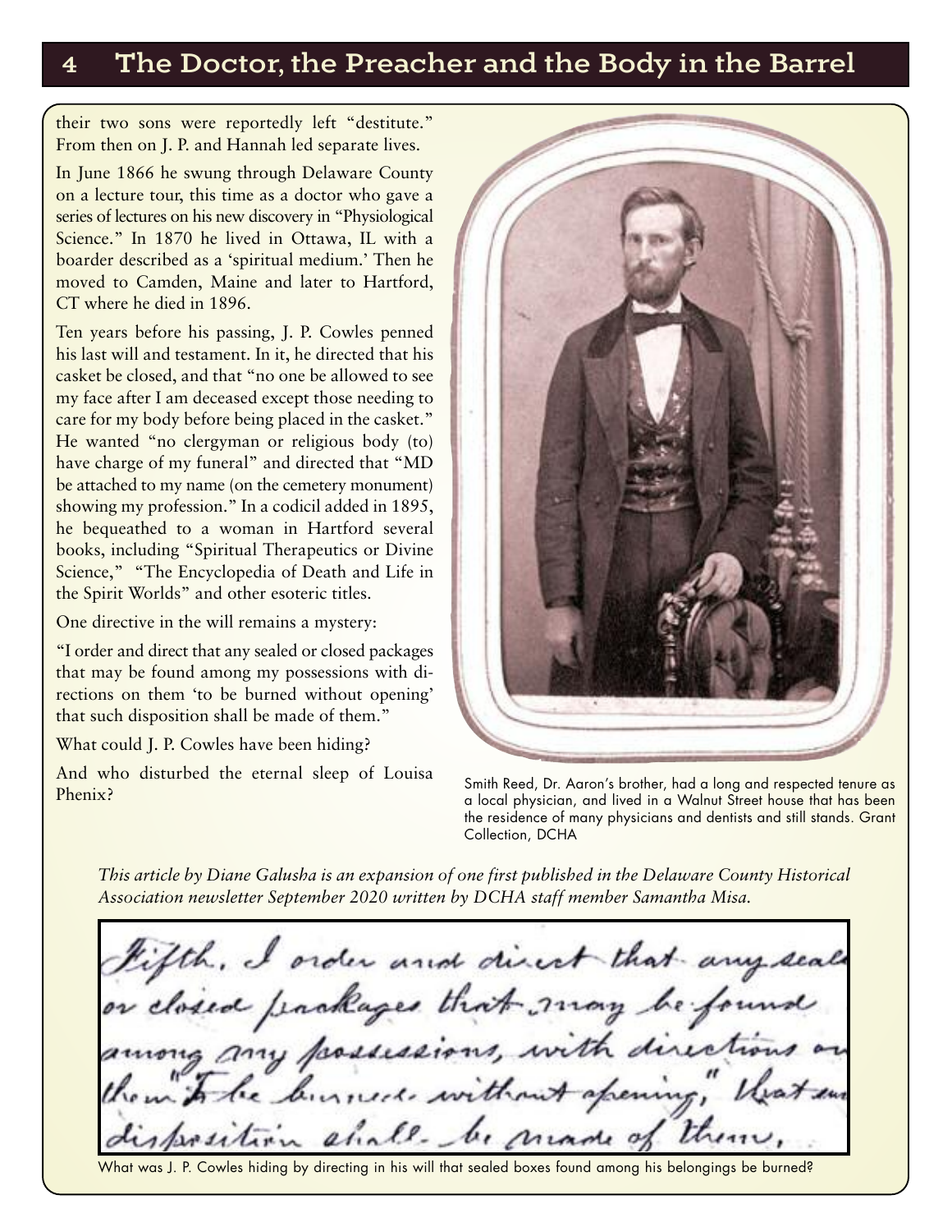their two sons were reportedly left "destitute." From then on J. P. and Hannah led separate lives.

In June 1866 he swung through Delaware County on a lecture tour, this time as a doctor who gave a series of lectures on his new discovery in "Physiological Science." In 1870 he lived in Ottawa, IL with a boarder described as a 'spiritual medium.' Then he moved to Camden, Maine and later to Hartford, CT where he died in 1896.

Ten years before his passing, J. P. Cowles penned his last will and testament. In it, he directed that his casket be closed, and that "no one be allowed to see my face after I am deceased except those needing to care for my body before being placed in the casket." He wanted "no clergyman or religious body (to) have charge of my funeral" and directed that "MD be attached to my name (on the cemetery monument) showing my profession." In a codicil added in 1895, he bequeathed to a woman in Hartford several books, including "Spiritual Therapeutics or Divine Science," "The Encyclopedia of Death and Life in the Spirit Worlds" and other esoteric titles.

One directive in the will remains a mystery:

"I order and direct that any sealed or closed packages that may be found among my possessions with directions on them 'to be burned without opening' that such disposition shall be made of them."

What could J. P. Cowles have been hiding?

And who disturbed the eternal sleep of Louisa Phenix?

Smith Reed, Dr. Aaron's brother, had a long and respected tenure as a local physician, and lived in a Walnut Street house that has been the residence of many physicians and dentists and still stands. Grant Collection, DCHA

*This article by Diane Galusha is an expansion of one first published in the Delaware County Historical Association newsletter September 2020 written by DCHA staff member Samantha Misa.*

Fifth, I order and direct that any seal[ed] or closed packages that may be found among my possessions, with directions on them "To be burned without opening," that su[ch] disposition shall be made of them.

What was J. P. Cowles hiding by directing in his will that sealed boxes found among his belongings be burned?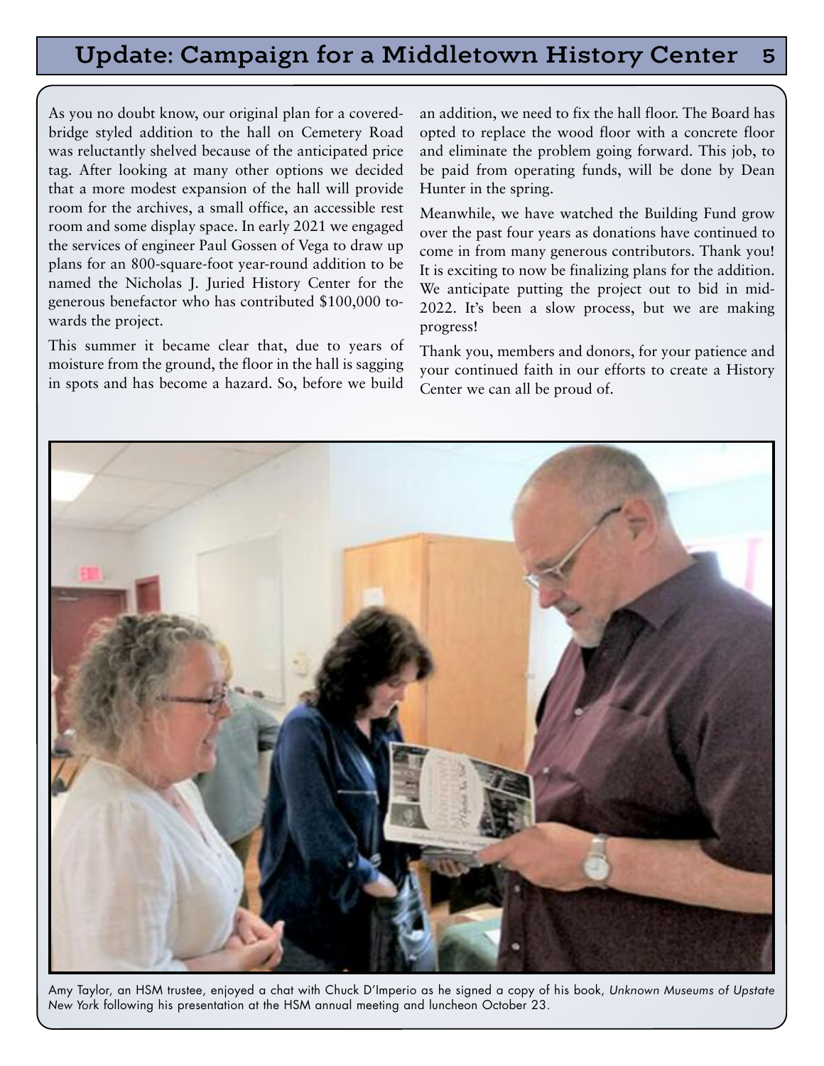# Update: Campaign for a Middletown History Center

As you no doubt know, our original plan for a covered-bridge styled addition to the hall on Cemetery Road was reluctantly shelved because of the anticipated price tag. After looking at many other options we decided that a more modest expansion of the hall will provide room for the archives, a small office, an accessible rest room and some display space. In early 2021 we engaged the services of engineer Paul Gossen of Vega to draw up plans for an 800-square-foot year-round addition to be named the Nicholas J. Juried History Center for the generous benefactor who has contributed $100,000 towards the project.

This summer it became clear that, due to years of moisture from the ground, the floor in the hall is sagging in spots and has become a hazard. So, before we build an addition, we need to fix the hall floor. The Board has opted to replace the wood floor with a concrete floor and eliminate the problem going forward. This job, to be paid from operating funds, will be done by Dean Hunter in the spring.

Meanwhile, we have watched the Building Fund grow over the past four years as donations have continued to come in from many generous contributors. Thank you! It is exciting to now be finalizing plans for the addition. We anticipate putting the project out to bid in mid-2022. It's been a slow process, but we are making progress!

Thank you, members and donors, for your patience and your continued faith in our efforts to create a History Center we can all be proud of.

Amy Taylor, an HSM trustee, enjoyed a chat with Chuck D'Imperio as he signed a copy of his book, *Unknown Museums of Upstate New York* following his presentation at the HSM annual meeting and luncheon October 23.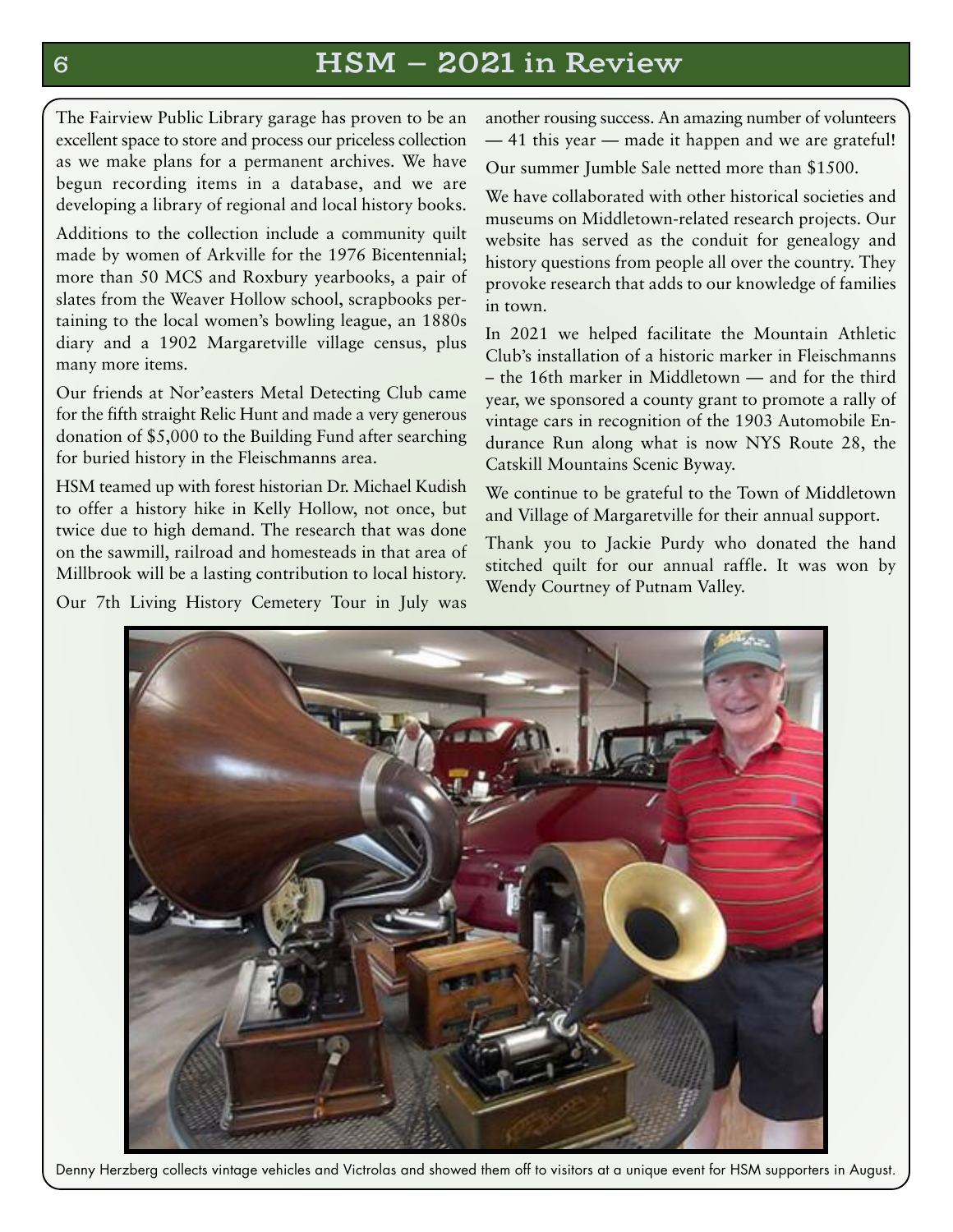## HSM – 2021 in Review

The Fairview Public Library garage has proven to be an excellent space to store and process our priceless collection as we make plans for a permanent archives. We have begun recording items in a database, and we are developing a library of regional and local history books.

Additions to the collection include a community quilt made by women of Arkville for the 1976 Bicentennial; more than 50 MCS and Roxbury yearbooks, a pair of slates from the Weaver Hollow school, scrapbooks pertaining to the local women's bowling league, an 1880s diary and a 1902 Margaretville village census, plus many more items.

Our friends at Nor'easters Metal Detecting Club came for the fifth straight Relic Hunt and made a very generous donation of $5,000 to the Building Fund after searching for buried history in the Fleischmanns area.

HSM teamed up with forest historian Dr. Michael Kudish to offer a history hike in Kelly Hollow, not once, but twice due to high demand. The research that was done on the sawmill, railroad and homesteads in that area of Millbrook will be a lasting contribution to local history.

Our 7th Living History Cemetery Tour in July was another rousing success. An amazing number of volunteers — 41 this year — made it happen and we are grateful!

Our summer Jumble Sale netted more than $1500.

We have collaborated with other historical societies and museums on Middletown-related research projects. Our website has served as the conduit for genealogy and history questions from people all over the country. They provoke research that adds to our knowledge of families in town.

In 2021 we helped facilitate the Mountain Athletic Club's installation of a historic marker in Fleischmanns – the 16th marker in Middletown — and for the third year, we sponsored a county grant to promote a rally of vintage cars in recognition of the 1903 Automobile Endurance Run along what is now NYS Route 28, the Catskill Mountains Scenic Byway.

We continue to be grateful to the Town of Middletown and Village of Margaretville for their annual support.

Thank you to Jackie Purdy who donated the hand stitched quilt for our annual raffle. It was won by Wendy Courtney of Putnam Valley.

Denny Herzberg collects vintage vehicles and Victrolas and showed them off to visitors at a unique event for HSM supporters in August.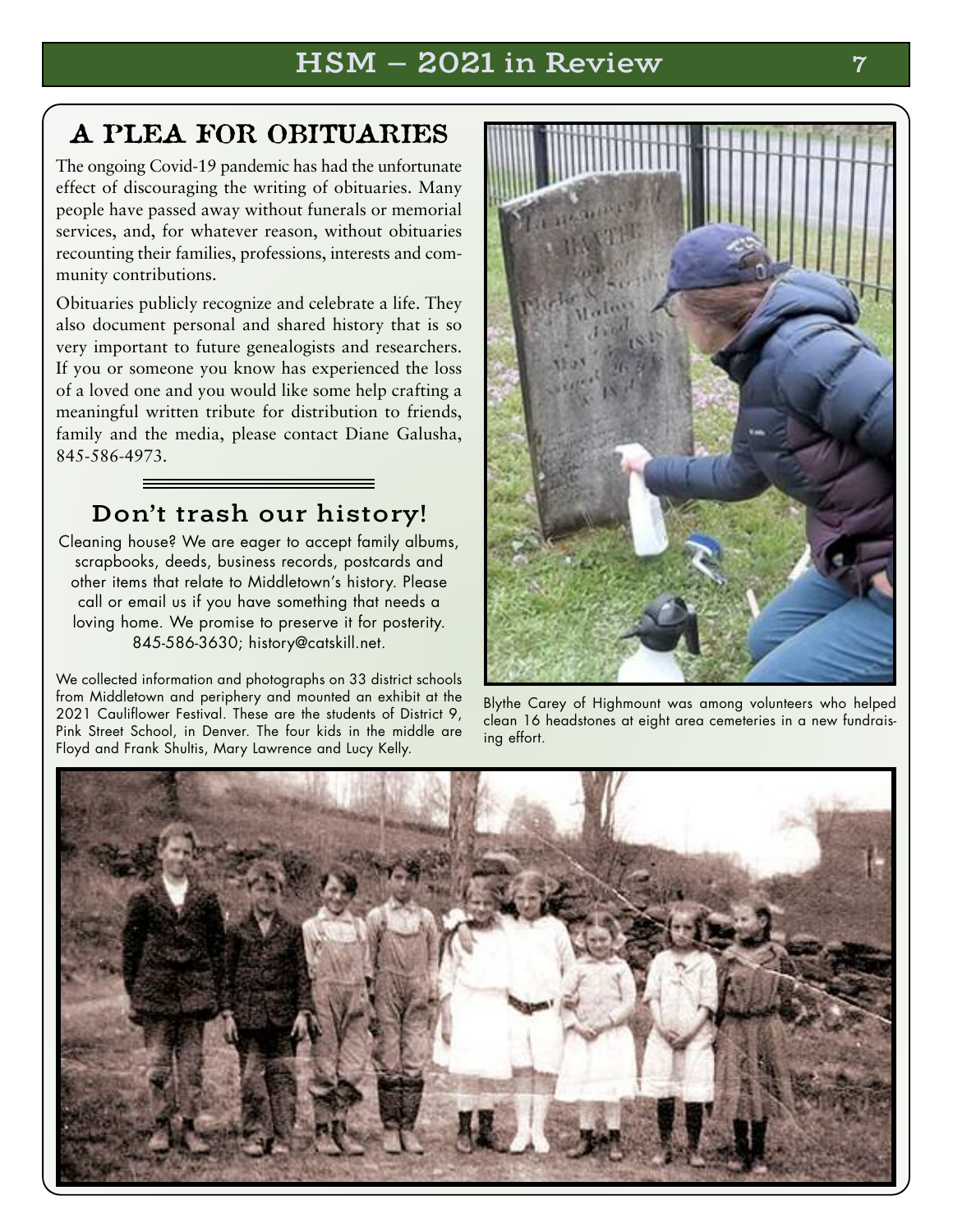## A PLEA FOR OBITUARIES

The ongoing Covid-19 pandemic has had the unfortunate effect of discouraging the writing of obituaries. Many people have passed away without funerals or memorial services, and, for whatever reason, without obituaries recounting their families, professions, interests and community contributions.

Obituaries publicly recognize and celebrate a life. They also document personal and shared history that is so very important to future genealogists and researchers. If you or someone you know has experienced the loss of a loved one and you would like some help crafting a meaningful written tribute for distribution to friends, family and the media, please contact Diane Galusha, 845-586-4973.

## Don't trash our history!

Cleaning house? We are eager to accept family albums, scrapbooks, deeds, business records, postcards and other items that relate to Middletown's history. Please call or email us if you have something that needs a loving home. We promise to preserve it for posterity. 845-586-3630; history@catskill.net.

We collected information and photographs on 33 district schools from Middletown and periphery and mounted an exhibit at the 2021 Cauliflower Festival. These are the students of District 9, Pink Street School, in Denver. The four kids in the middle are Floyd and Frank Shultis, Mary Lawrence and Lucy Kelly.

Blythe Carey of Highmount was among volunteers who helped clean 16 headstones at eight area cemeteries in a new fundraising effort.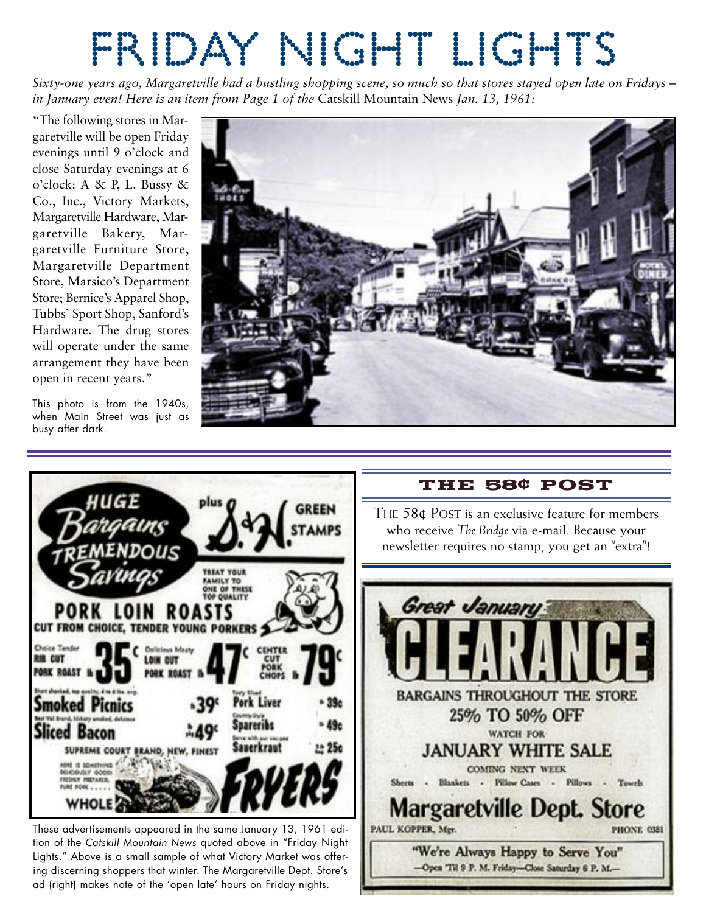# FRIDAY NIGHT LIGHTS

*Sixty-one years ago, Margaretville had a bustling shopping scene, so much so that stores stayed open late on Fridays – in January even! Here is an item from Page 1 of the* Catskill Mountain News *Jan. 13, 1961:*

"The following stores in Margaretville will be open Friday evenings until 9 o'clock and close Saturday evenings at 6 o'clock: A & P, L. Bussy & Co., Inc., Victory Markets, Margaretville Hardware, Margaretville Bakery, Margaretville Furniture Store, Margaretville Department Store, Marsico's Department Store; Bernice's Apparel Shop, Tubbs' Sport Shop, Sanford's Hardware. The drug stores will operate under the same arrangement they have been open in recent years."

This photo is from the 1940s, when Main Street was just as busy after dark.

These advertisements appeared in the same January 13, 1961 edition of the *Catskill Mountain News* quoted above in "Friday Night Lights." Above is a small sample of what Victory Market was offering discerning shoppers that winter. The Margaretville Dept. Store's ad (right) makes note of the 'open late' hours on Friday nights.

## THE 58¢ POST

THE 58¢ POST is an exclusive feature for members who receive *The Bridge* via e-mail. Because your newsletter requires no stamp, you get an "extra"!